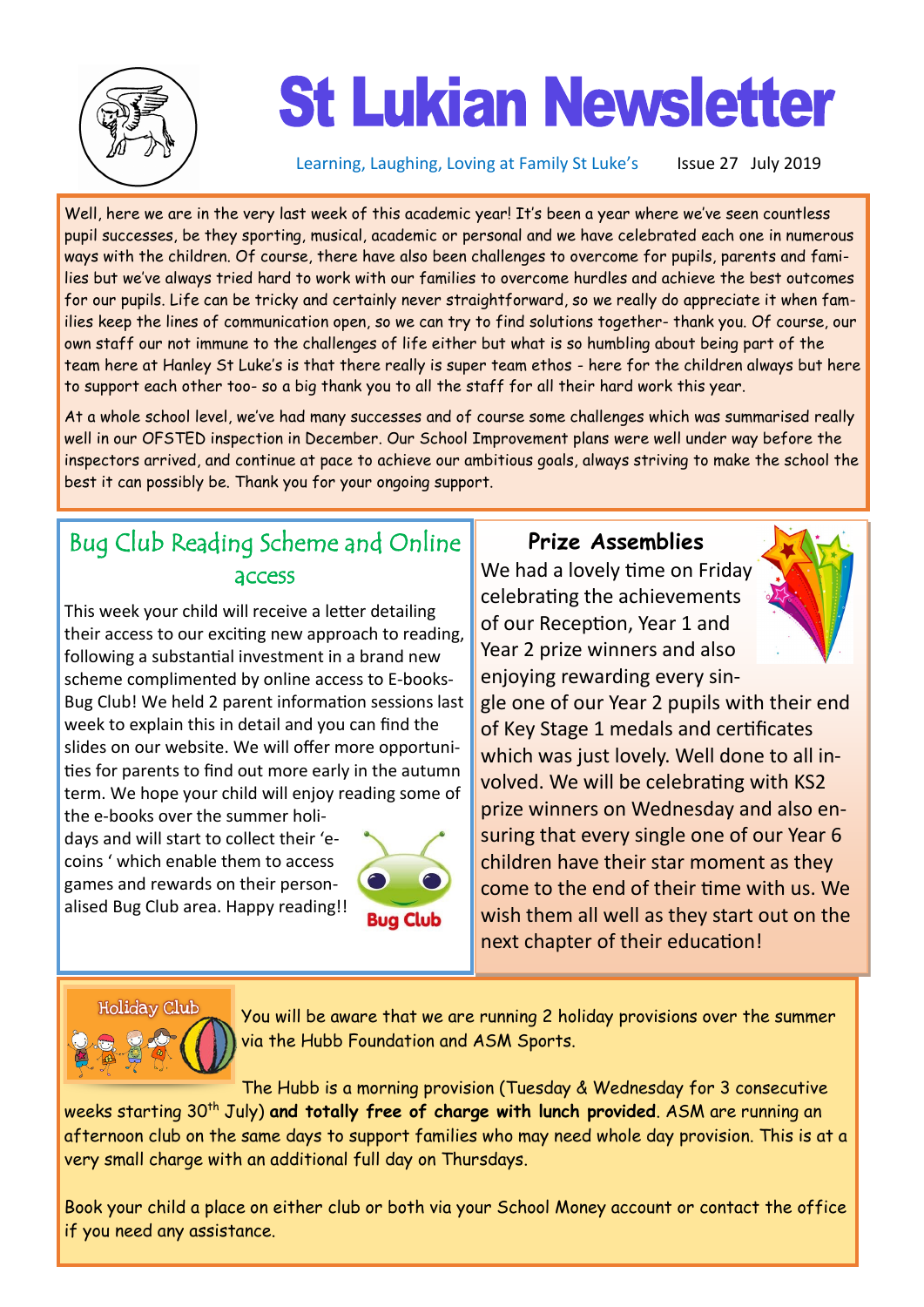# St Lukian Newsletter

Learning, Laughing, Loving at Family St Luke's    Issue 27 July 2019

Well, here we are in the very last week of this academic year! It's been a year where we've seen countless pupil successes, be they sporting, musical, academic or personal and we have celebrated each one in numerous ways with the children. Of course, there have also been challenges to overcome for pupils, parents and families but we've always tried hard to work with our families to overcome hurdles and achieve the best outcomes for our pupils. Life can be tricky and certainly never straightforward, so we really do appreciate it when families keep the lines of communication open, so we can try to find solutions together- thank you. Of course, our own staff our not immune to the challenges of life either but what is so humbling about being part of the team here at Hanley St Luke's is that there really is super team ethos - here for the children always but here to support each other too- so a big thank you to all the staff for all their hard work this year.

At a whole school level, we've had many successes and of course some challenges which was summarised really well in our OFSTED inspection in December. Our School Improvement plans were well under way before the inspectors arrived, and continue at pace to achieve our ambitious goals, always striving to make the school the best it can possibly be. Thank you for your ongoing support.

## Bug Club Reading Scheme and Online access

This week your child will receive a letter detailing their access to our exciting new approach to reading, following a substantial investment in a brand new scheme complimented by online access to E-books- Bug Club! We held 2 parent information sessions last week to explain this in detail and you can find the slides on our website. We will offer more opportunities for parents to find out more early in the autumn term. We hope your child will enjoy reading some of the e-books over the summer holidays and will start to collect their 'e-coins ' which enable them to access games and rewards on their personalised Bug Club area. Happy reading!!

## Prize Assemblies

We had a lovely time on Friday celebrating the achievements of our Reception, Year 1 and Year 2 prize winners and also enjoying rewarding every single one of our Year 2 pupils with their end of Key Stage 1 medals and certificates which was just lovely. Well done to all involved. We will be celebrating with KS2 prize winners on Wednesday and also ensuring that every single one of our Year 6 children have their star moment as they come to the end of their time with us. We wish them all well as they start out on the next chapter of their education!

## Holiday Club

You will be aware that we are running 2 holiday provisions over the summer via the Hubb Foundation and ASM Sports.

The Hubb is a morning provision (Tuesday & Wednesday for 3 consecutive weeks starting 30th July) **and totally free of charge with lunch provided**. ASM are running an afternoon club on the same days to support families who may need whole day provision. This is at a very small charge with an additional full day on Thursdays.

Book your child a place on either club or both via your School Money account or contact the office if you need any assistance.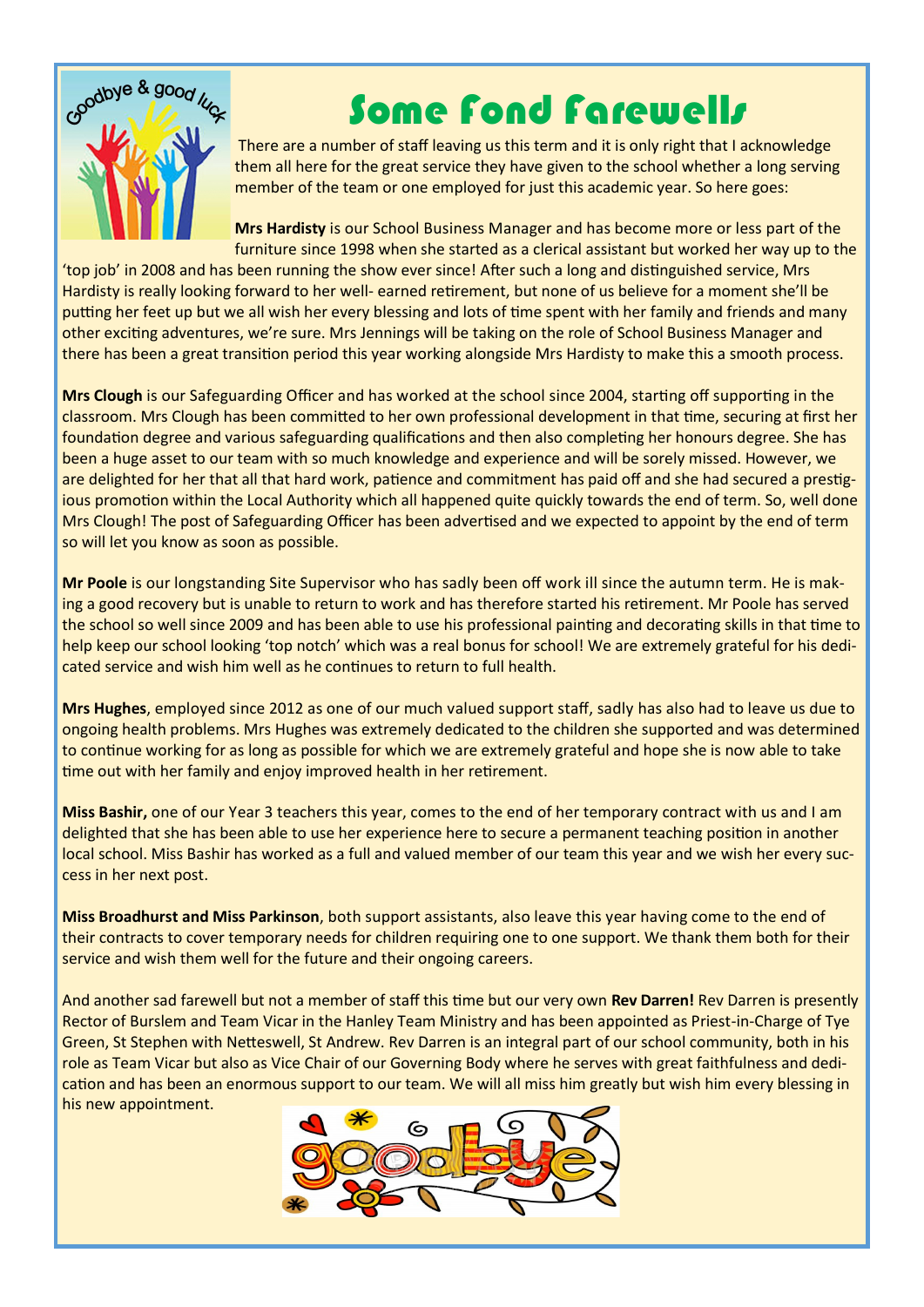# Some Fond Farewells

There are a number of staff leaving us this term and it is only right that I acknowledge them all here for the great service they have given to the school whether a long serving member of the team or one employed for just this academic year. So here goes:

**Mrs Hardisty** is our School Business Manager and has become more or less part of the furniture since 1998 when she started as a clerical assistant but worked her way up to the 'top job' in 2008 and has been running the show ever since! After such a long and distinguished service, Mrs Hardisty is really looking forward to her well- earned retirement, but none of us believe for a moment she'll be putting her feet up but we all wish her every blessing and lots of time spent with her family and friends and many other exciting adventures, we're sure. Mrs Jennings will be taking on the role of School Business Manager and there has been a great transition period this year working alongside Mrs Hardisty to make this a smooth process.

**Mrs Clough** is our Safeguarding Officer and has worked at the school since 2004, starting off supporting in the classroom. Mrs Clough has been committed to her own professional development in that time, securing at first her foundation degree and various safeguarding qualifications and then also completing her honours degree. She has been a huge asset to our team with so much knowledge and experience and will be sorely missed. However, we are delighted for her that all that hard work, patience and commitment has paid off and she had secured a prestigious promotion within the Local Authority which all happened quite quickly towards the end of term. So, well done Mrs Clough! The post of Safeguarding Officer has been advertised and we expected to appoint by the end of term so will let you know as soon as possible.

**Mr Poole** is our longstanding Site Supervisor who has sadly been off work ill since the autumn term. He is making a good recovery but is unable to return to work and has therefore started his retirement. Mr Poole has served the school so well since 2009 and has been able to use his professional painting and decorating skills in that time to help keep our school looking 'top notch' which was a real bonus for school! We are extremely grateful for his dedicated service and wish him well as he continues to return to full health.

**Mrs Hughes**, employed since 2012 as one of our much valued support staff, sadly has also had to leave us due to ongoing health problems. Mrs Hughes was extremely dedicated to the children she supported and was determined to continue working for as long as possible for which we are extremely grateful and hope she is now able to take time out with her family and enjoy improved health in her retirement.

**Miss Bashir,** one of our Year 3 teachers this year, comes to the end of her temporary contract with us and I am delighted that she has been able to use her experience here to secure a permanent teaching position in another local school. Miss Bashir has worked as a full and valued member of our team this year and we wish her every success in her next post.

**Miss Broadhurst and Miss Parkinson**, both support assistants, also leave this year having come to the end of their contracts to cover temporary needs for children requiring one to one support. We thank them both for their service and wish them well for the future and their ongoing careers.

And another sad farewell but not a member of staff this time but our very own **Rev Darren!** Rev Darren is presently Rector of Burslem and Team Vicar in the Hanley Team Ministry and has been appointed as Priest-in-Charge of Tye Green, St Stephen with Netteswell, St Andrew. Rev Darren is an integral part of our school community, both in his role as Team Vicar but also as Vice Chair of our Governing Body where he serves with great faithfulness and dedication and has been an enormous support to our team. We will all miss him greatly but wish him every blessing in his new appointment.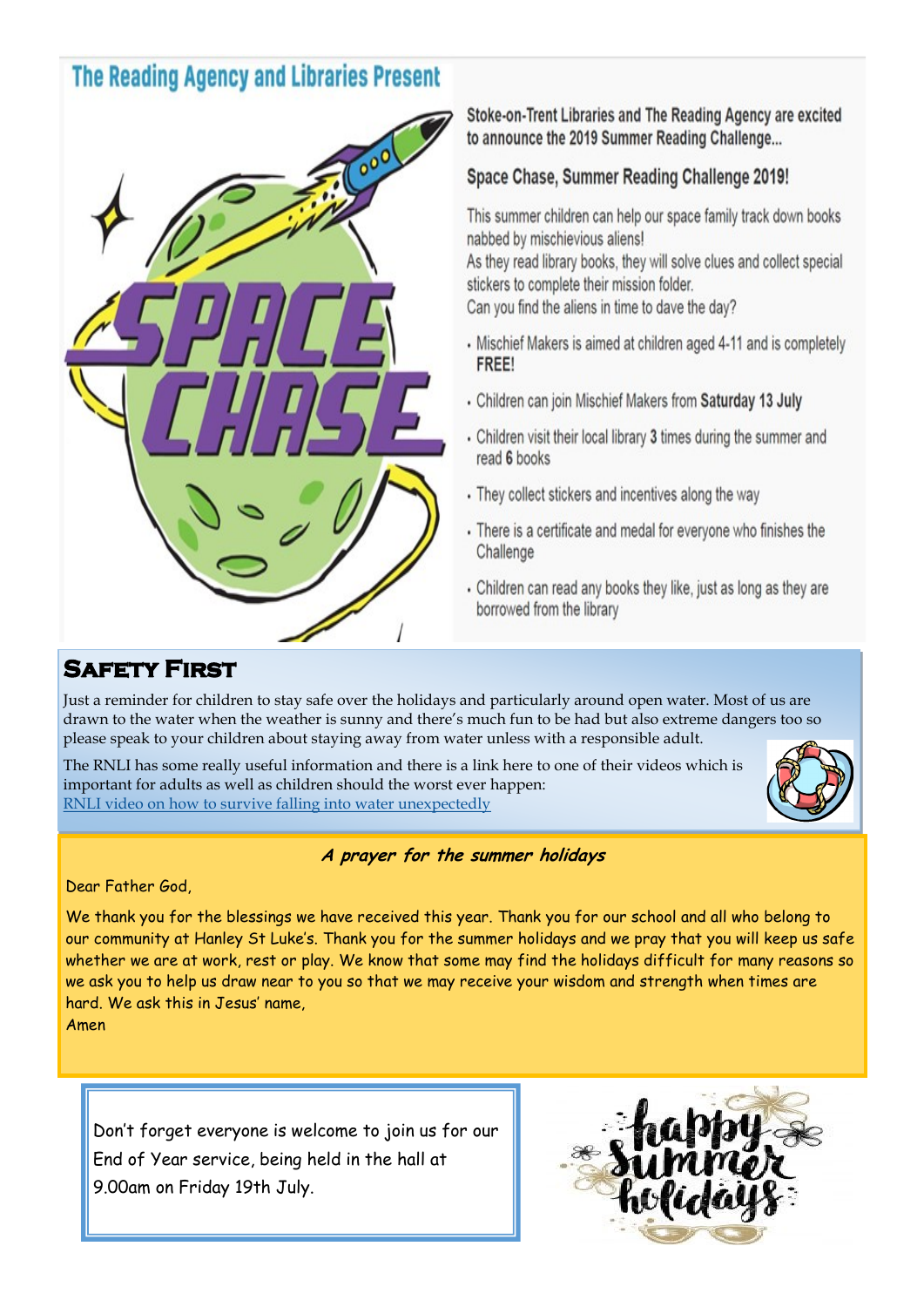## The Reading Agency and Libraries Present

Stoke-on-Trent Libraries and The Reading Agency are excited to announce the 2019 Summer Reading Challenge...

### Space Chase, Summer Reading Challenge 2019!

This summer children can help our space family track down books nabbed by mischievous aliens!
As they read library books, they will solve clues and collect special stickers to complete their mission folder.
Can you find the aliens in time to dave the day?

- Mischief Makers is aimed at children aged 4-11 and is completely **FREE!**
- Children can join Mischief Makers from **Saturday 13 July**
- Children visit their local library **3** times during the summer and read **6** books
- They collect stickers and incentives along the way
- There is a certificate and medal for everyone who finishes the Challenge
- Children can read any books they like, just as long as they are borrowed from the library

## Safety First

Just a reminder for children to stay safe over the holidays and particularly around open water. Most of us are drawn to the water when the weather is sunny and there's much fun to be had but also extreme dangers too so please speak to your children about staying away from water unless with a responsible adult.

The RNLI has some really useful information and there is a link here to one of their videos which is important for adults as well as children should the worst ever happen:
RNLI video on how to survive falling into water unexpectedly

### *A prayer for the summer holidays*

Dear Father God,

We thank you for the blessings we have received this year. Thank you for our school and all who belong to our community at Hanley St Luke's. Thank you for the summer holidays and we pray that you will keep us safe whether we are at work, rest or play. We know that some may find the holidays difficult for many reasons so we ask you to help us draw near to you so that we may receive your wisdom and strength when times are hard. We ask this in Jesus' name,
Amen

Don't forget everyone is welcome to join us for our End of Year service, being held in the hall at 9.00am on Friday 19th July.

happy summer holidays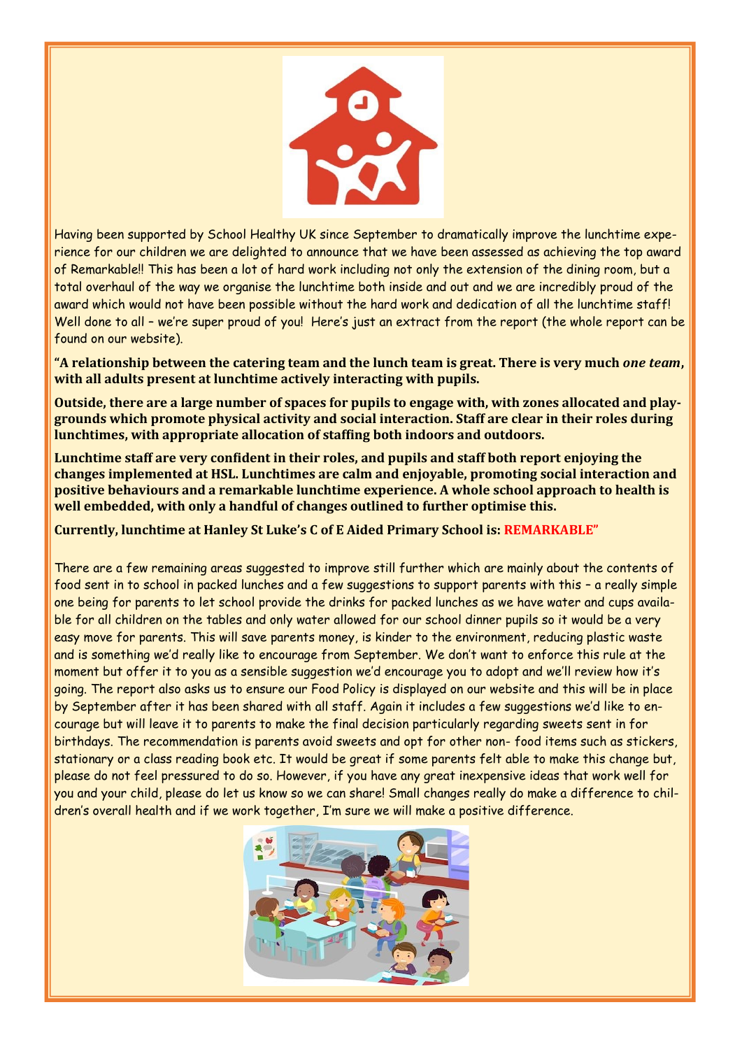Having been supported by School Healthy UK since September to dramatically improve the lunchtime experience for our children we are delighted to announce that we have been assessed as achieving the top award of Remarkable!! This has been a lot of hard work including not only the extension of the dining room, but a total overhaul of the way we organise the lunchtime both inside and out and we are incredibly proud of the award which would not have been possible without the hard work and dedication of all the lunchtime staff! Well done to all – we're super proud of you! Here's just an extract from the report (the whole report can be found on our website).

**"A relationship between the catering team and the lunch team is great. There is very much *one team*, with all adults present at lunchtime actively interacting with pupils.**

**Outside, there are a large number of spaces for pupils to engage with, with zones allocated and playgrounds which promote physical activity and social interaction. Staff are clear in their roles during lunchtimes, with appropriate allocation of staffing both indoors and outdoors.**

**Lunchtime staff are very confident in their roles, and pupils and staff both report enjoying the changes implemented at HSL. Lunchtimes are calm and enjoyable, promoting social interaction and positive behaviours and a remarkable lunchtime experience. A whole school approach to health is well embedded, with only a handful of changes outlined to further optimise this.**

**Currently, lunchtime at Hanley St Luke's C of E Aided Primary School is: REMARKABLE"**

There are a few remaining areas suggested to improve still further which are mainly about the contents of food sent in to school in packed lunches and a few suggestions to support parents with this – a really simple one being for parents to let school provide the drinks for packed lunches as we have water and cups available for all children on the tables and only water allowed for our school dinner pupils so it would be a very easy move for parents. This will save parents money, is kinder to the environment, reducing plastic waste and is something we'd really like to encourage from September. We don't want to enforce this rule at the moment but offer it to you as a sensible suggestion we'd encourage you to adopt and we'll review how it's going. The report also asks us to ensure our Food Policy is displayed on our website and this will be in place by September after it has been shared with all staff. Again it includes a few suggestions we'd like to encourage but will leave it to parents to make the final decision particularly regarding sweets sent in for birthdays. The recommendation is parents avoid sweets and opt for other non- food items such as stickers, stationary or a class reading book etc. It would be great if some parents felt able to make this change but, please do not feel pressured to do so. However, if you have any great inexpensive ideas that work well for you and your child, please do let us know so we can share! Small changes really do make a difference to children's overall health and if we work together, I'm sure we will make a positive difference.